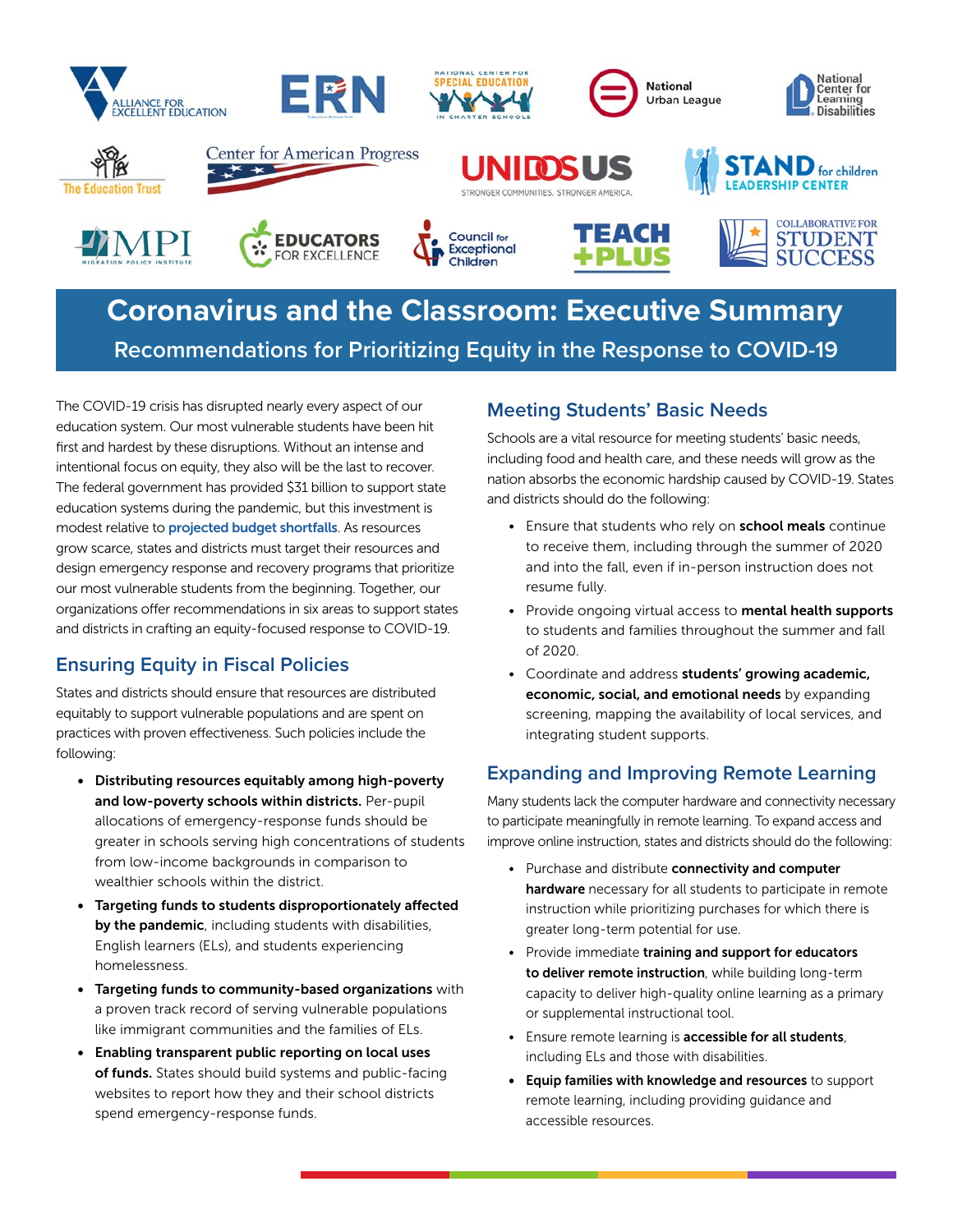# Coronavirus and the Classroom: Executive Summary

## Recommendations for Prioritizing Equity in the Response to COVID-19

The COVID-19 crisis has disrupted nearly every aspect of our education system. Our most vulnerable students have been hit first and hardest by these disruptions. Without an intense and intentional focus on equity, they also will be the last to recover. The federal government has provided $31 billion to support state education systems during the pandemic, but this investment is modest relative to **projected budget shortfalls**. As resources grow scarce, states and districts must target their resources and design emergency response and recovery programs that prioritize our most vulnerable students from the beginning. Together, our organizations offer recommendations in six areas to support states and districts in crafting an equity-focused response to COVID-19.

### Ensuring Equity in Fiscal Policies

States and districts should ensure that resources are distributed equitably to support vulnerable populations and are spent on practices with proven effectiveness. Such policies include the following:

- **Distributing resources equitably among high-poverty and low-poverty schools within districts.** Per-pupil allocations of emergency-response funds should be greater in schools serving high concentrations of students from low-income backgrounds in comparison to wealthier schools within the district.
- **Targeting funds to students disproportionately affected by the pandemic**, including students with disabilities, English learners (ELs), and students experiencing homelessness.
- **Targeting funds to community-based organizations** with a proven track record of serving vulnerable populations like immigrant communities and the families of ELs.
- **Enabling transparent public reporting on local uses of funds.** States should build systems and public-facing websites to report how they and their school districts spend emergency-response funds.

### Meeting Students' Basic Needs

Schools are a vital resource for meeting students' basic needs, including food and health care, and these needs will grow as the nation absorbs the economic hardship caused by COVID-19. States and districts should do the following:

- Ensure that students who rely on **school meals** continue to receive them, including through the summer of 2020 and into the fall, even if in-person instruction does not resume fully.
- Provide ongoing virtual access to **mental health supports** to students and families throughout the summer and fall of 2020.
- Coordinate and address **students' growing academic, economic, social, and emotional needs** by expanding screening, mapping the availability of local services, and integrating student supports.

### Expanding and Improving Remote Learning

Many students lack the computer hardware and connectivity necessary to participate meaningfully in remote learning. To expand access and improve online instruction, states and districts should do the following:

- Purchase and distribute **connectivity and computer hardware** necessary for all students to participate in remote instruction while prioritizing purchases for which there is greater long-term potential for use.
- Provide immediate **training and support for educators to deliver remote instruction**, while building long-term capacity to deliver high-quality online learning as a primary or supplemental instructional tool.
- Ensure remote learning is **accessible for all students**, including ELs and those with disabilities.
- **Equip families with knowledge and resources** to support remote learning, including providing guidance and accessible resources.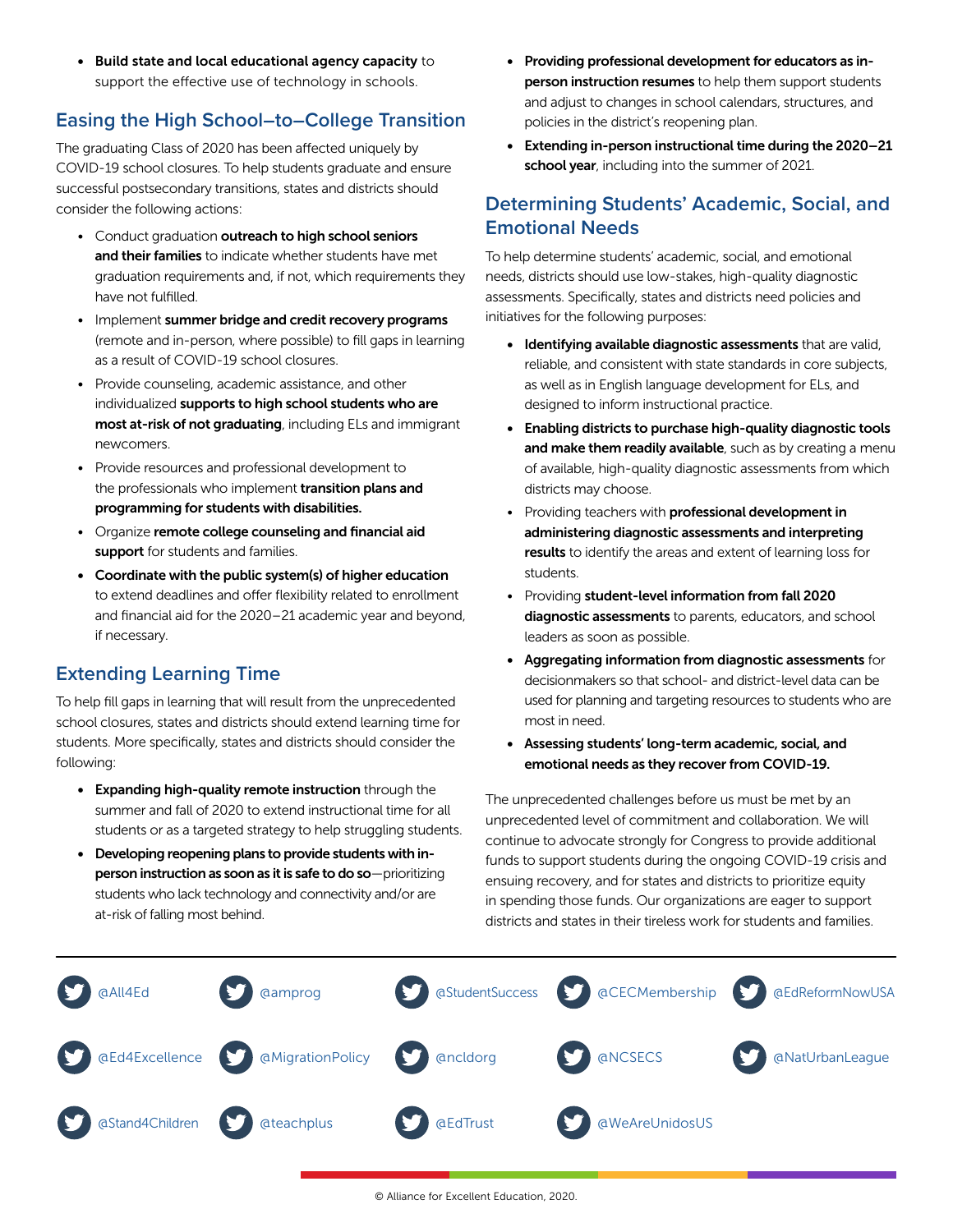- **Build state and local educational agency capacity** to support the effective use of technology in schools.

## Easing the High School–to–College Transition

The graduating Class of 2020 has been affected uniquely by COVID-19 school closures. To help students graduate and ensure successful postsecondary transitions, states and districts should consider the following actions:

- Conduct graduation **outreach to high school seniors and their families** to indicate whether students have met graduation requirements and, if not, which requirements they have not fulfilled.
- Implement **summer bridge and credit recovery programs** (remote and in-person, where possible) to fill gaps in learning as a result of COVID-19 school closures.
- Provide counseling, academic assistance, and other individualized **supports to high school students who are most at-risk of not graduating**, including ELs and immigrant newcomers.
- Provide resources and professional development to the professionals who implement **transition plans and programming for students with disabilities.**
- Organize **remote college counseling and financial aid support** for students and families.
- **Coordinate with the public system(s) of higher education** to extend deadlines and offer flexibility related to enrollment and financial aid for the 2020–21 academic year and beyond, if necessary.

## Extending Learning Time

To help fill gaps in learning that will result from the unprecedented school closures, states and districts should extend learning time for students. More specifically, states and districts should consider the following:

- **Expanding high-quality remote instruction** through the summer and fall of 2020 to extend instructional time for all students or as a targeted strategy to help struggling students.
- **Developing reopening plans to provide students with in-person instruction as soon as it is safe to do so**—prioritizing students who lack technology and connectivity and/or are at-risk of falling most behind.
- **Providing professional development for educators as in-person instruction resumes** to help them support students and adjust to changes in school calendars, structures, and policies in the district's reopening plan.
- **Extending in-person instructional time during the 2020–21 school year**, including into the summer of 2021.

## Determining Students' Academic, Social, and Emotional Needs

To help determine students' academic, social, and emotional needs, districts should use low-stakes, high-quality diagnostic assessments. Specifically, states and districts need policies and initiatives for the following purposes:

- **Identifying available diagnostic assessments** that are valid, reliable, and consistent with state standards in core subjects, as well as in English language development for ELs, and designed to inform instructional practice.
- **Enabling districts to purchase high-quality diagnostic tools and make them readily available**, such as by creating a menu of available, high-quality diagnostic assessments from which districts may choose.
- Providing teachers with **professional development in administering diagnostic assessments and interpreting results** to identify the areas and extent of learning loss for students.
- Providing **student-level information from fall 2020 diagnostic assessments** to parents, educators, and school leaders as soon as possible.
- **Aggregating information from diagnostic assessments** for decisionmakers so that school- and district-level data can be used for planning and targeting resources to students who are most in need.
- **Assessing students' long-term academic, social, and emotional needs as they recover from COVID-19.**

The unprecedented challenges before us must be met by an unprecedented level of commitment and collaboration. We will continue to advocate strongly for Congress to provide additional funds to support students during the ongoing COVID-19 crisis and ensuring recovery, and for states and districts to prioritize equity in spending those funds. Our organizations are eager to support districts and states in their tireless work for students and families.

@All4Ed @amprog @StudentSuccess @CECMembership @EdReformNowUSA
@Ed4Excellence @MigrationPolicy @ncldorg @NCSECS @NatUrbanLeague
@Stand4Children @teachplus @EdTrust @WeAreUnidosUS

© Alliance for Excellent Education, 2020.